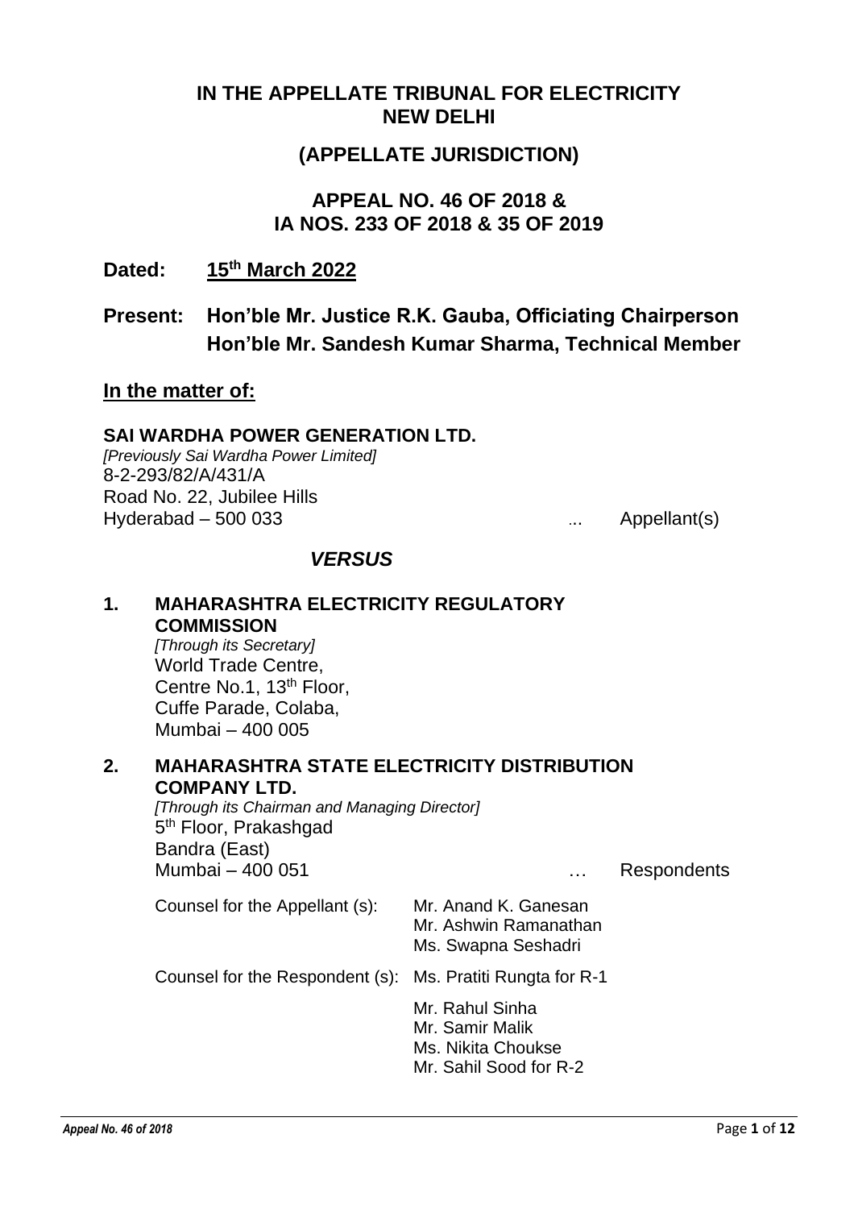# IN THE APPELLATE TRIBUNAL FOR ELECTRICITY NEW DELHI

## (APPELLATE JURISDICTION)

## APPEAL NO. 46 OF 2018 & IA NOS. 233 OF 2018 & 35 OF 2019

**Dated:** **15th March 2022**

**Present: Hon'ble Mr. Justice R.K. Gauba, Officiating Chairperson**
**Hon'ble Mr. Sandesh Kumar Sharma, Technical Member**

**In the matter of:**

**SAI WARDHA POWER GENERATION LTD.**
*[Previously Sai Wardha Power Limited]*
8-2-293/82/A/431/A
Road No. 22, Jubilee Hills
Hyderabad – 500 033 ... Appellant(s)

***VERSUS***

**1. MAHARASHTRA ELECTRICITY REGULATORY COMMISSION**
*[Through its Secretary]*
World Trade Centre,
Centre No.1, 13th Floor,
Cuffe Parade, Colaba,
Mumbai – 400 005

**2. MAHARASHTRA STATE ELECTRICITY DISTRIBUTION COMPANY LTD.**
*[Through its Chairman and Managing Director]*
5th Floor, Prakashgad
Bandra (East)
Mumbai – 400 051 … Respondents

Counsel for the Appellant (s): Mr. Anand K. Ganesan
Mr. Ashwin Ramanathan
Ms. Swapna Seshadri

Counsel for the Respondent (s): Ms. Pratiti Rungta for R-1

Mr. Rahul Sinha
Mr. Samir Malik
Ms. Nikita Choukse
Mr. Sahil Sood for R-2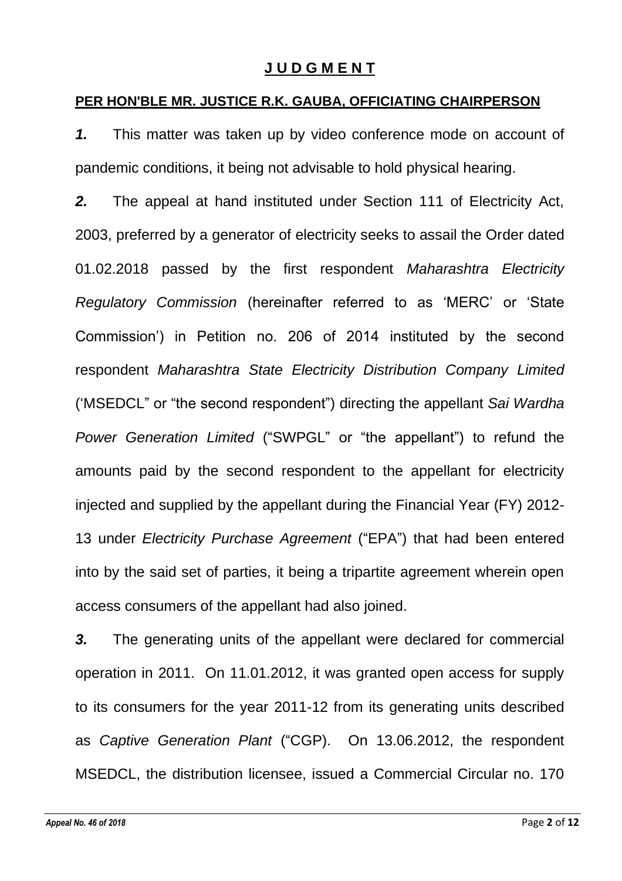## **J U D G M E N T**

**PER HON'BLE MR. JUSTICE R.K. GAUBA, OFFICIATING CHAIRPERSON**

***1.*** This matter was taken up by video conference mode on account of pandemic conditions, it being not advisable to hold physical hearing.

***2.*** The appeal at hand instituted under Section 111 of Electricity Act, 2003, preferred by a generator of electricity seeks to assail the Order dated 01.02.2018 passed by the first respondent *Maharashtra Electricity Regulatory Commission* (hereinafter referred to as 'MERC' or 'State Commission') in Petition no. 206 of 2014 instituted by the second respondent *Maharashtra State Electricity Distribution Company Limited* ('MSEDCL" or "the second respondent") directing the appellant *Sai Wardha Power Generation Limited* ("SWPGL" or "the appellant") to refund the amounts paid by the second respondent to the appellant for electricity injected and supplied by the appellant during the Financial Year (FY) 2012-13 under *Electricity Purchase Agreement* ("EPA") that had been entered into by the said set of parties, it being a tripartite agreement wherein open access consumers of the appellant had also joined.

***3.*** The generating units of the appellant were declared for commercial operation in 2011. On 11.01.2012, it was granted open access for supply to its consumers for the year 2011-12 from its generating units described as *Captive Generation Plant* ("CGP). On 13.06.2012, the respondent MSEDCL, the distribution licensee, issued a Commercial Circular no. 170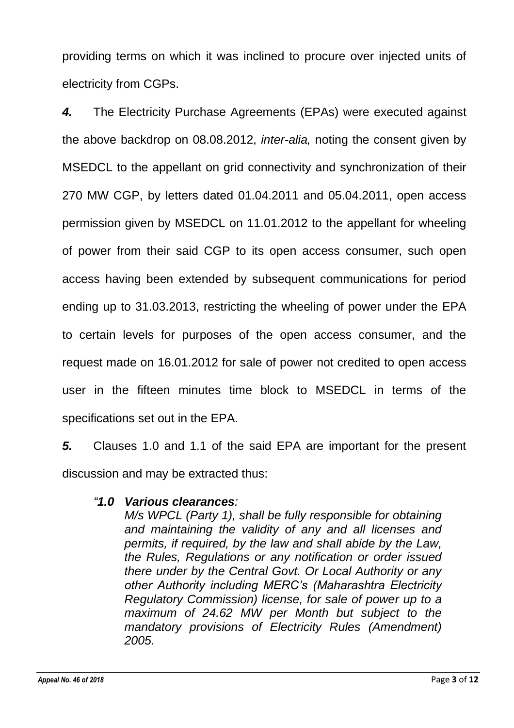providing terms on which it was inclined to procure over injected units of electricity from CGPs.

***4.*** The Electricity Purchase Agreements (EPAs) were executed against the above backdrop on 08.08.2012, *inter-alia,* noting the consent given by MSEDCL to the appellant on grid connectivity and synchronization of their 270 MW CGP, by letters dated 01.04.2011 and 05.04.2011, open access permission given by MSEDCL on 11.01.2012 to the appellant for wheeling of power from their said CGP to its open access consumer, such open access having been extended by subsequent communications for period ending up to 31.03.2013, restricting the wheeling of power under the EPA to certain levels for purposes of the open access consumer, and the request made on 16.01.2012 for sale of power not credited to open access user in the fifteen minutes time block to MSEDCL in terms of the specifications set out in the EPA.

***5.*** Clauses 1.0 and 1.1 of the said EPA are important for the present discussion and may be extracted thus:

> *"**1.0 Various clearances**:*
> *M/s WPCL (Party 1), shall be fully responsible for obtaining and maintaining the validity of any and all licenses and permits, if required, by the law and shall abide by the Law, the Rules, Regulations or any notification or order issued there under by the Central Govt. Or Local Authority or any other Authority including MERC's (Maharashtra Electricity Regulatory Commission) license, for sale of power up to a maximum of 24.62 MW per Month but subject to the mandatory provisions of Electricity Rules (Amendment) 2005.*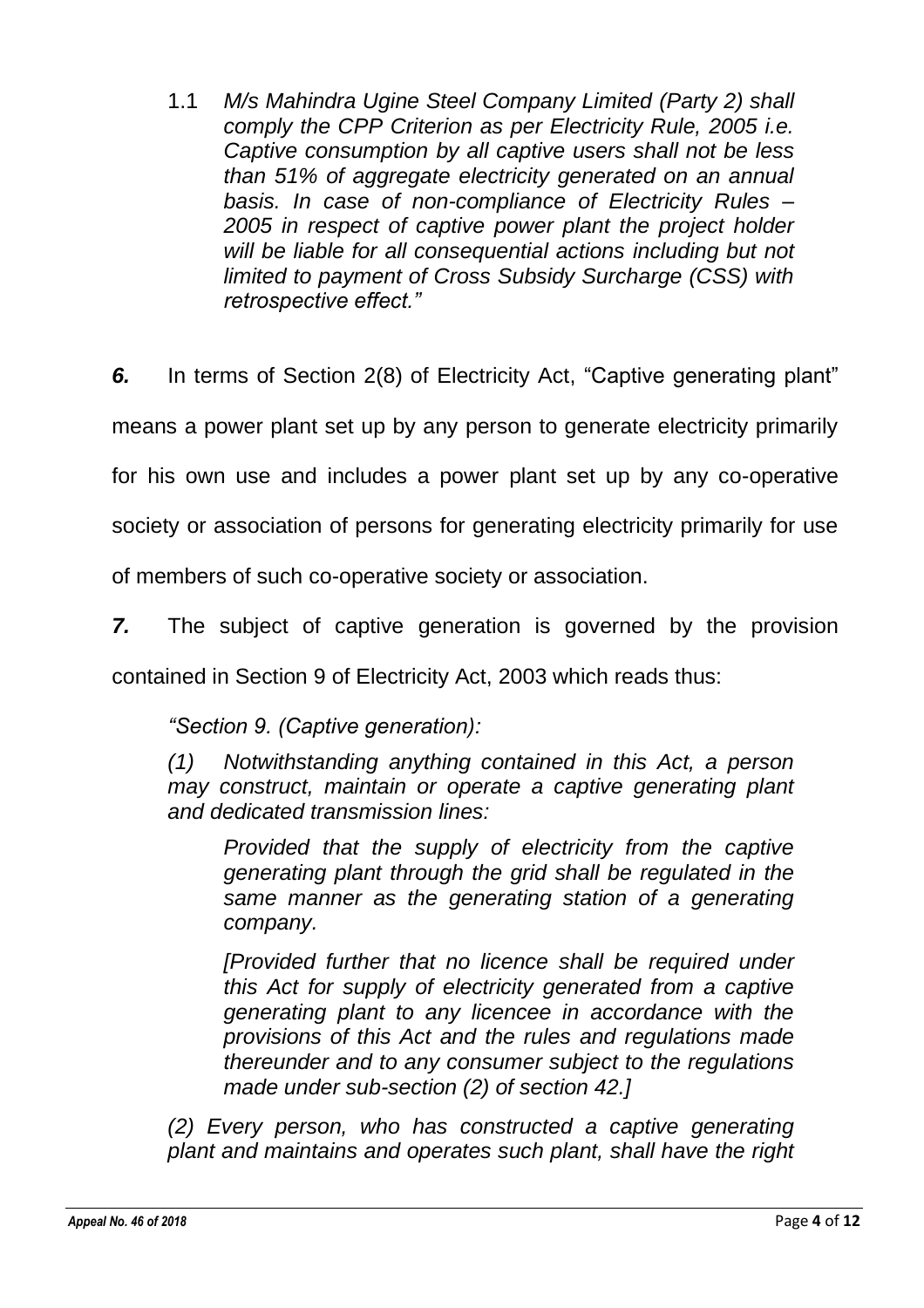1.1 *M/s Mahindra Ugine Steel Company Limited (Party 2) shall comply the CPP Criterion as per Electricity Rule, 2005 i.e. Captive consumption by all captive users shall not be less than 51% of aggregate electricity generated on an annual basis. In case of non-compliance of Electricity Rules – 2005 in respect of captive power plant the project holder will be liable for all consequential actions including but not limited to payment of Cross Subsidy Surcharge (CSS) with retrospective effect."*

***6.*** In terms of Section 2(8) of Electricity Act, "Captive generating plant" means a power plant set up by any person to generate electricity primarily for his own use and includes a power plant set up by any co-operative society or association of persons for generating electricity primarily for use of members of such co-operative society or association.

***7.*** The subject of captive generation is governed by the provision contained in Section 9 of Electricity Act, 2003 which reads thus:

*"Section 9. (Captive generation):*

*(1) Notwithstanding anything contained in this Act, a person may construct, maintain or operate a captive generating plant and dedicated transmission lines:*

*Provided that the supply of electricity from the captive generating plant through the grid shall be regulated in the same manner as the generating station of a generating company.*

*[Provided further that no licence shall be required under this Act for supply of electricity generated from a captive generating plant to any licencee in accordance with the provisions of this Act and the rules and regulations made thereunder and to any consumer subject to the regulations made under sub-section (2) of section 42.]*

*(2) Every person, who has constructed a captive generating plant and maintains and operates such plant, shall have the right*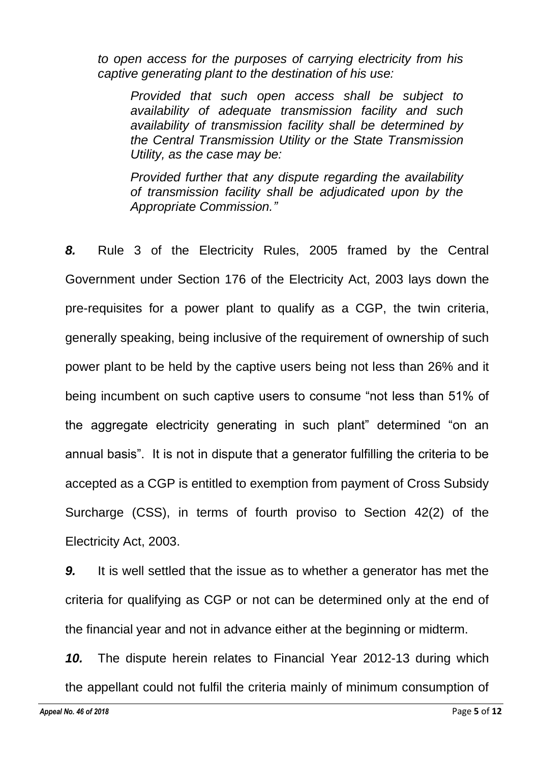*to open access for the purposes of carrying electricity from his captive generating plant to the destination of his use:*

> *Provided that such open access shall be subject to availability of adequate transmission facility and such availability of transmission facility shall be determined by the Central Transmission Utility or the State Transmission Utility, as the case may be:*
>
> *Provided further that any dispute regarding the availability of transmission facility shall be adjudicated upon by the Appropriate Commission."*

***8.*** Rule 3 of the Electricity Rules, 2005 framed by the Central Government under Section 176 of the Electricity Act, 2003 lays down the pre-requisites for a power plant to qualify as a CGP, the twin criteria, generally speaking, being inclusive of the requirement of ownership of such power plant to be held by the captive users being not less than 26% and it being incumbent on such captive users to consume "not less than 51% of the aggregate electricity generating in such plant" determined "on an annual basis". It is not in dispute that a generator fulfilling the criteria to be accepted as a CGP is entitled to exemption from payment of Cross Subsidy Surcharge (CSS), in terms of fourth proviso to Section 42(2) of the Electricity Act, 2003.

***9.*** It is well settled that the issue as to whether a generator has met the criteria for qualifying as CGP or not can be determined only at the end of the financial year and not in advance either at the beginning or midterm.

***10.*** The dispute herein relates to Financial Year 2012-13 during which the appellant could not fulfil the criteria mainly of minimum consumption of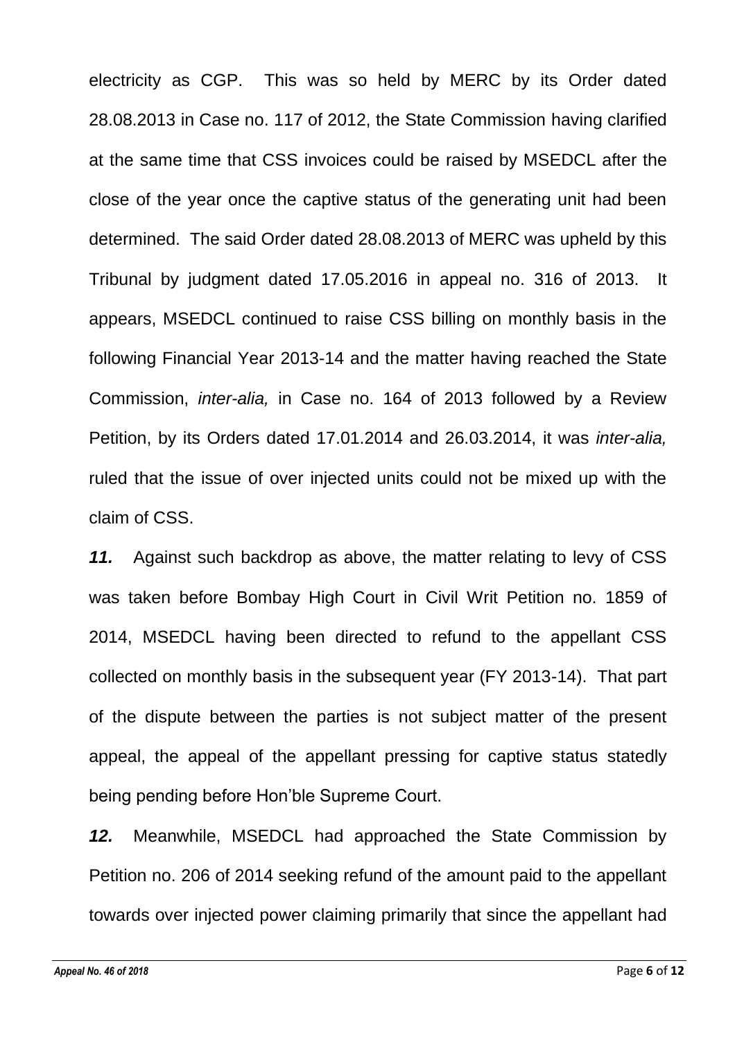electricity as CGP. This was so held by MERC by its Order dated 28.08.2013 in Case no. 117 of 2012, the State Commission having clarified at the same time that CSS invoices could be raised by MSEDCL after the close of the year once the captive status of the generating unit had been determined. The said Order dated 28.08.2013 of MERC was upheld by this Tribunal by judgment dated 17.05.2016 in appeal no. 316 of 2013. It appears, MSEDCL continued to raise CSS billing on monthly basis in the following Financial Year 2013-14 and the matter having reached the State Commission, *inter-alia,* in Case no. 164 of 2013 followed by a Review Petition, by its Orders dated 17.01.2014 and 26.03.2014, it was *inter-alia,* ruled that the issue of over injected units could not be mixed up with the claim of CSS.

***11.*** Against such backdrop as above, the matter relating to levy of CSS was taken before Bombay High Court in Civil Writ Petition no. 1859 of 2014, MSEDCL having been directed to refund to the appellant CSS collected on monthly basis in the subsequent year (FY 2013-14). That part of the dispute between the parties is not subject matter of the present appeal, the appeal of the appellant pressing for captive status statedly being pending before Hon'ble Supreme Court.

***12.*** Meanwhile, MSEDCL had approached the State Commission by Petition no. 206 of 2014 seeking refund of the amount paid to the appellant towards over injected power claiming primarily that since the appellant had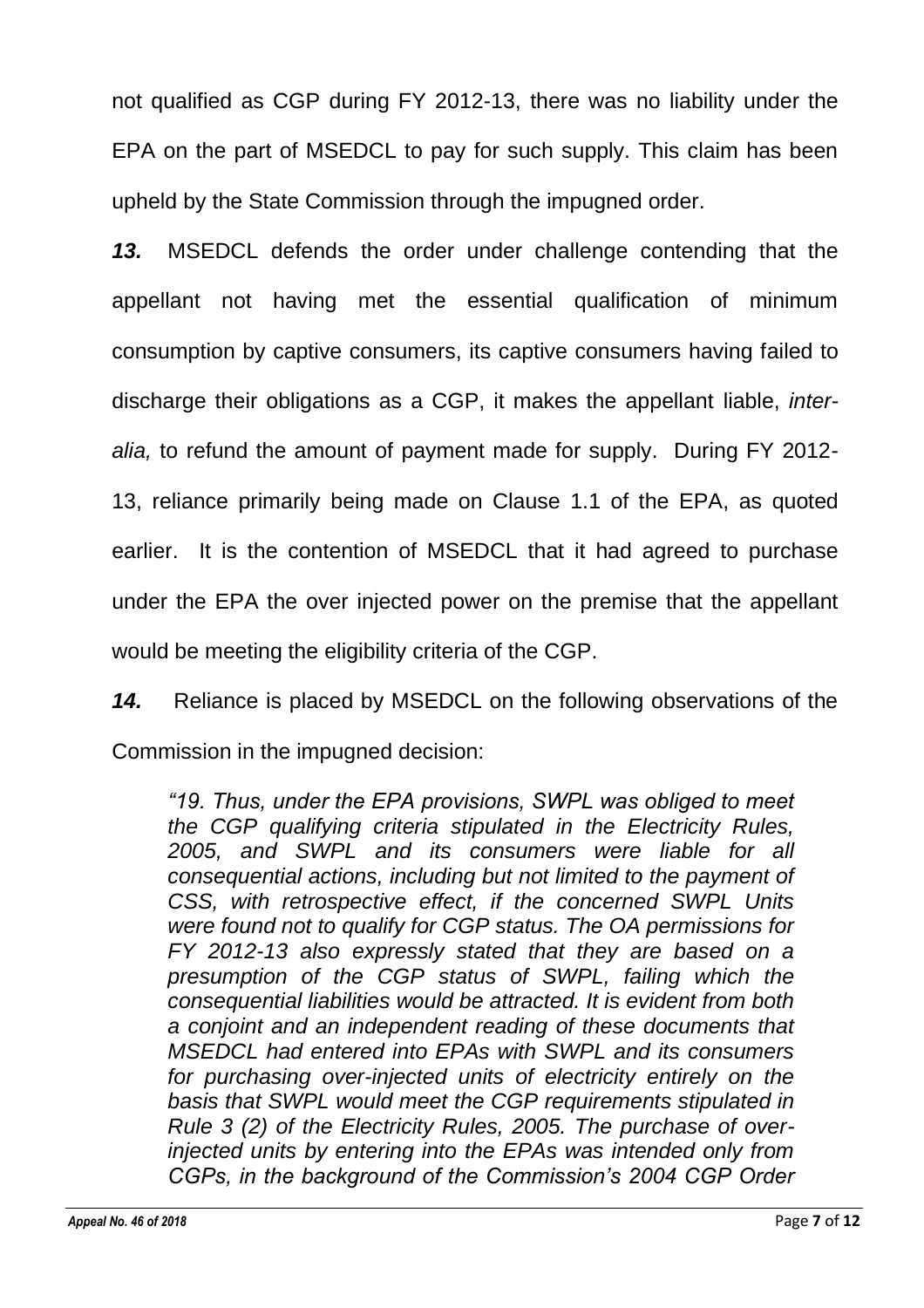not qualified as CGP during FY 2012-13, there was no liability under the EPA on the part of MSEDCL to pay for such supply. This claim has been upheld by the State Commission through the impugned order.

***13.*** MSEDCL defends the order under challenge contending that the appellant not having met the essential qualification of minimum consumption by captive consumers, its captive consumers having failed to discharge their obligations as a CGP, it makes the appellant liable, *inter-alia,* to refund the amount of payment made for supply. During FY 2012-13, reliance primarily being made on Clause 1.1 of the EPA, as quoted earlier. It is the contention of MSEDCL that it had agreed to purchase under the EPA the over injected power on the premise that the appellant would be meeting the eligibility criteria of the CGP.

***14.*** Reliance is placed by MSEDCL on the following observations of the Commission in the impugned decision:

> *"19. Thus, under the EPA provisions, SWPL was obliged to meet the CGP qualifying criteria stipulated in the Electricity Rules, 2005, and SWPL and its consumers were liable for all consequential actions, including but not limited to the payment of CSS, with retrospective effect, if the concerned SWPL Units were found not to qualify for CGP status. The OA permissions for FY 2012-13 also expressly stated that they are based on a presumption of the CGP status of SWPL, failing which the consequential liabilities would be attracted. It is evident from both a conjoint and an independent reading of these documents that MSEDCL had entered into EPAs with SWPL and its consumers for purchasing over-injected units of electricity entirely on the basis that SWPL would meet the CGP requirements stipulated in Rule 3 (2) of the Electricity Rules, 2005. The purchase of over-injected units by entering into the EPAs was intended only from CGPs, in the background of the Commission's 2004 CGP Order*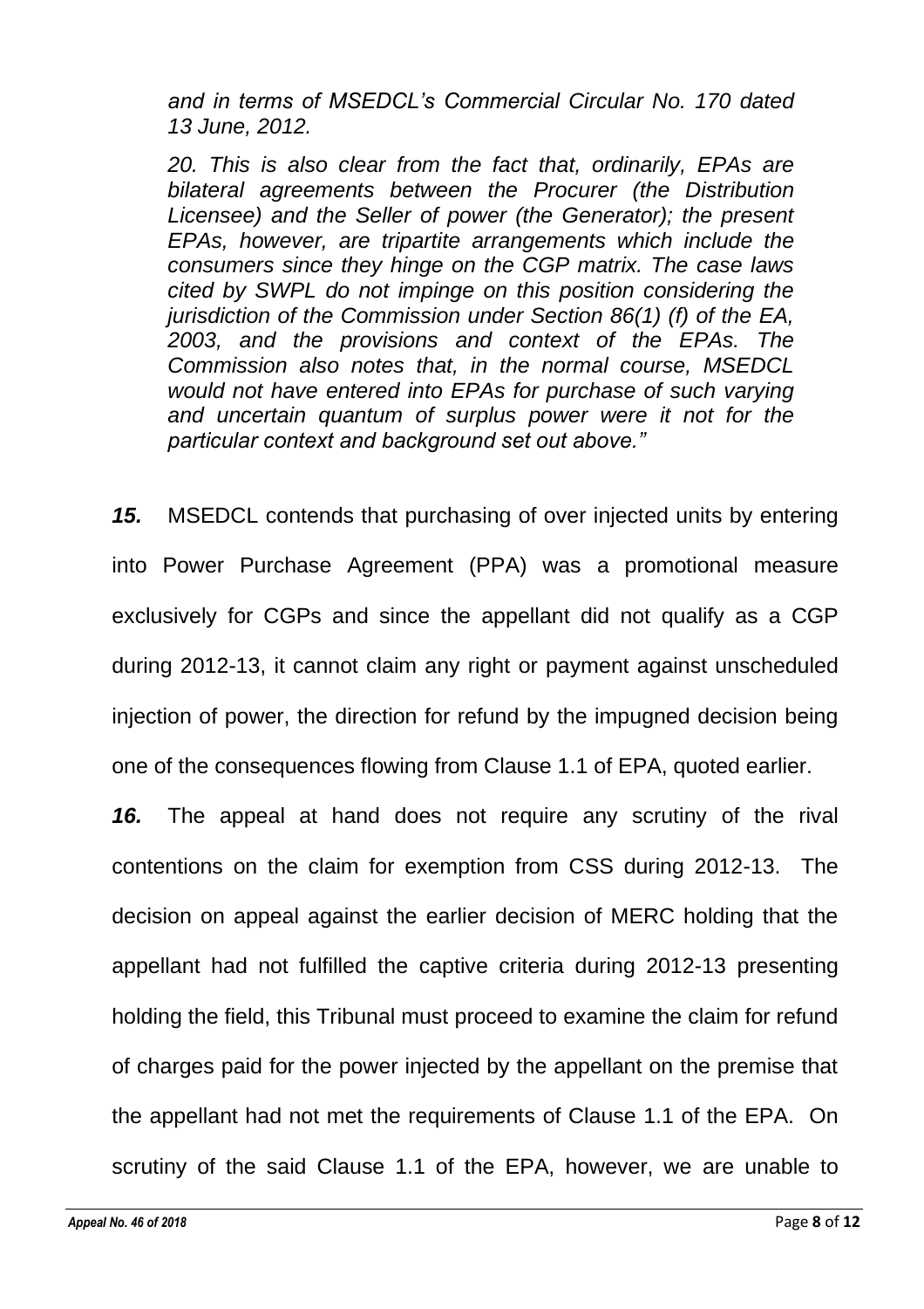*and in terms of MSEDCL's Commercial Circular No. 170 dated 13 June, 2012.*

*20. This is also clear from the fact that, ordinarily, EPAs are bilateral agreements between the Procurer (the Distribution Licensee) and the Seller of power (the Generator); the present EPAs, however, are tripartite arrangements which include the consumers since they hinge on the CGP matrix. The case laws cited by SWPL do not impinge on this position considering the jurisdiction of the Commission under Section 86(1) (f) of the EA, 2003, and the provisions and context of the EPAs. The Commission also notes that, in the normal course, MSEDCL would not have entered into EPAs for purchase of such varying and uncertain quantum of surplus power were it not for the particular context and background set out above."*

***15.*** MSEDCL contends that purchasing of over injected units by entering into Power Purchase Agreement (PPA) was a promotional measure exclusively for CGPs and since the appellant did not qualify as a CGP during 2012-13, it cannot claim any right or payment against unscheduled injection of power, the direction for refund by the impugned decision being one of the consequences flowing from Clause 1.1 of EPA, quoted earlier.

***16.*** The appeal at hand does not require any scrutiny of the rival contentions on the claim for exemption from CSS during 2012-13. The decision on appeal against the earlier decision of MERC holding that the appellant had not fulfilled the captive criteria during 2012-13 presenting holding the field, this Tribunal must proceed to examine the claim for refund of charges paid for the power injected by the appellant on the premise that the appellant had not met the requirements of Clause 1.1 of the EPA. On scrutiny of the said Clause 1.1 of the EPA, however, we are unable to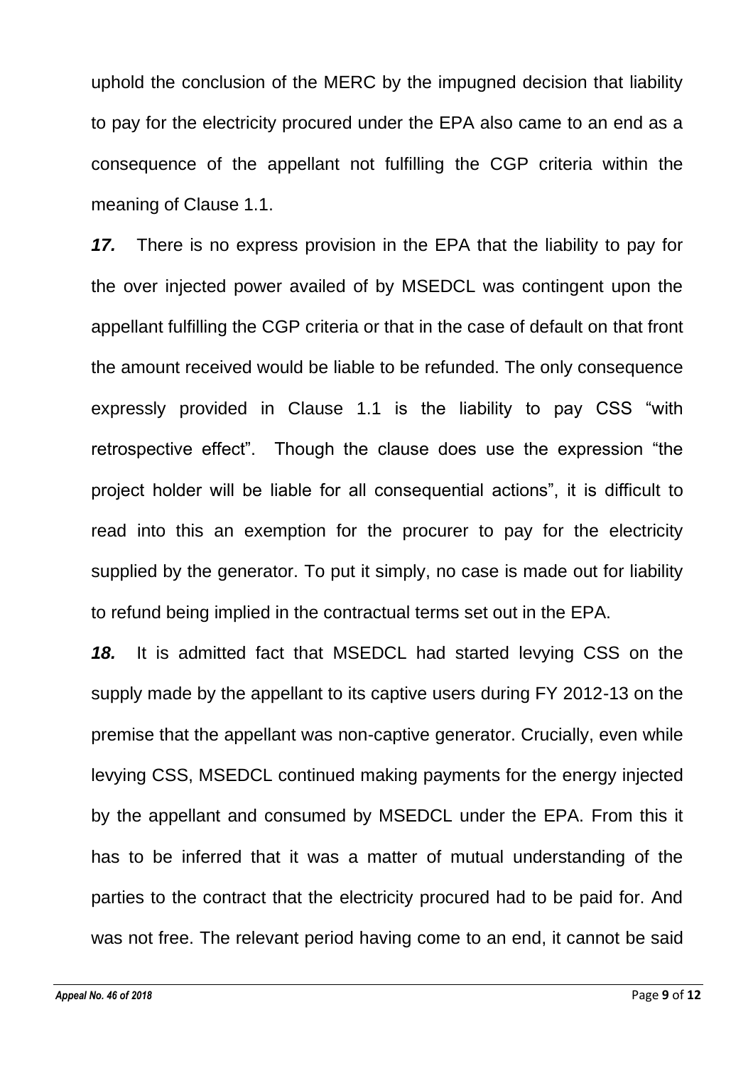uphold the conclusion of the MERC by the impugned decision that liability to pay for the electricity procured under the EPA also came to an end as a consequence of the appellant not fulfilling the CGP criteria within the meaning of Clause 1.1.

***17.*** There is no express provision in the EPA that the liability to pay for the over injected power availed of by MSEDCL was contingent upon the appellant fulfilling the CGP criteria or that in the case of default on that front the amount received would be liable to be refunded. The only consequence expressly provided in Clause 1.1 is the liability to pay CSS "with retrospective effect". Though the clause does use the expression "the project holder will be liable for all consequential actions", it is difficult to read into this an exemption for the procurer to pay for the electricity supplied by the generator. To put it simply, no case is made out for liability to refund being implied in the contractual terms set out in the EPA.

***18.*** It is admitted fact that MSEDCL had started levying CSS on the supply made by the appellant to its captive users during FY 2012-13 on the premise that the appellant was non-captive generator. Crucially, even while levying CSS, MSEDCL continued making payments for the energy injected by the appellant and consumed by MSEDCL under the EPA. From this it has to be inferred that it was a matter of mutual understanding of the parties to the contract that the electricity procured had to be paid for. And was not free. The relevant period having come to an end, it cannot be said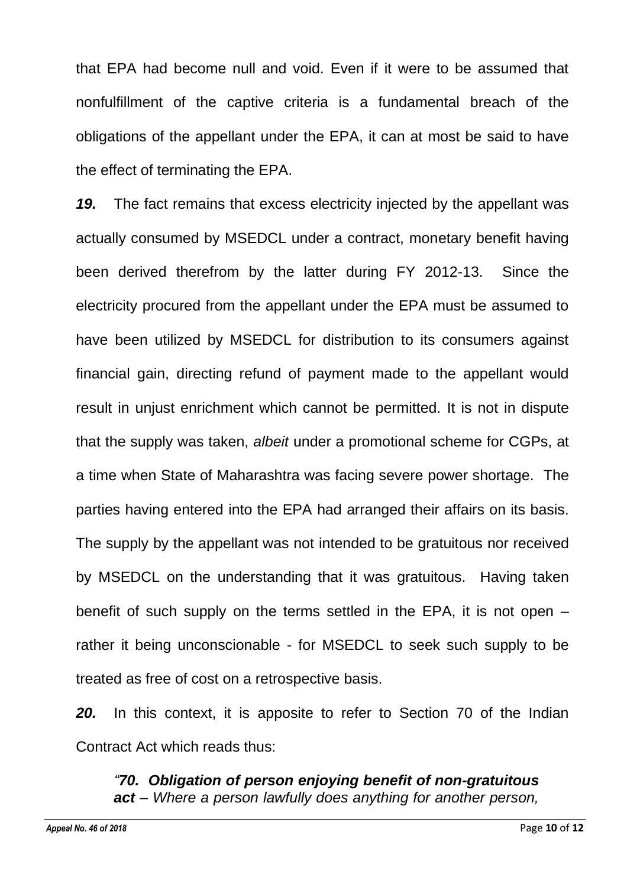that EPA had become null and void. Even if it were to be assumed that nonfulfillment of the captive criteria is a fundamental breach of the obligations of the appellant under the EPA, it can at most be said to have the effect of terminating the EPA.

***19.*** The fact remains that excess electricity injected by the appellant was actually consumed by MSEDCL under a contract, monetary benefit having been derived therefrom by the latter during FY 2012-13. Since the electricity procured from the appellant under the EPA must be assumed to have been utilized by MSEDCL for distribution to its consumers against financial gain, directing refund of payment made to the appellant would result in unjust enrichment which cannot be permitted. It is not in dispute that the supply was taken, *albeit* under a promotional scheme for CGPs, at a time when State of Maharashtra was facing severe power shortage. The parties having entered into the EPA had arranged their affairs on its basis. The supply by the appellant was not intended to be gratuitous nor received by MSEDCL on the understanding that it was gratuitous. Having taken benefit of such supply on the terms settled in the EPA, it is not open – rather it being unconscionable - for MSEDCL to seek such supply to be treated as free of cost on a retrospective basis.

***20.*** In this context, it is apposite to refer to Section 70 of the Indian Contract Act which reads thus:

> *"**70. Obligation of person enjoying benefit of non-gratuitous act** – Where a person lawfully does anything for another person,*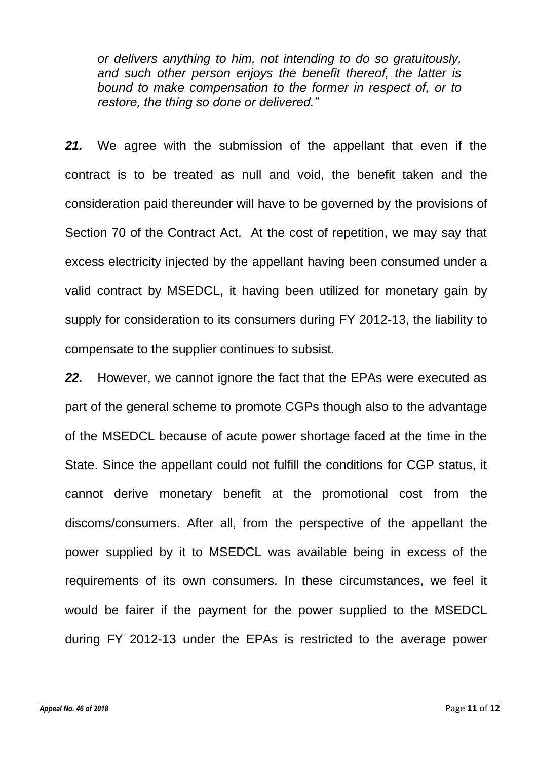*or delivers anything to him, not intending to do so gratuitously, and such other person enjoys the benefit thereof, the latter is bound to make compensation to the former in respect of, or to restore, the thing so done or delivered."*

***21.*** We agree with the submission of the appellant that even if the contract is to be treated as null and void, the benefit taken and the consideration paid thereunder will have to be governed by the provisions of Section 70 of the Contract Act. At the cost of repetition, we may say that excess electricity injected by the appellant having been consumed under a valid contract by MSEDCL, it having been utilized for monetary gain by supply for consideration to its consumers during FY 2012-13, the liability to compensate to the supplier continues to subsist.

***22.*** However, we cannot ignore the fact that the EPAs were executed as part of the general scheme to promote CGPs though also to the advantage of the MSEDCL because of acute power shortage faced at the time in the State. Since the appellant could not fulfill the conditions for CGP status, it cannot derive monetary benefit at the promotional cost from the discoms/consumers. After all, from the perspective of the appellant the power supplied by it to MSEDCL was available being in excess of the requirements of its own consumers. In these circumstances, we feel it would be fairer if the payment for the power supplied to the MSEDCL during FY 2012-13 under the EPAs is restricted to the average power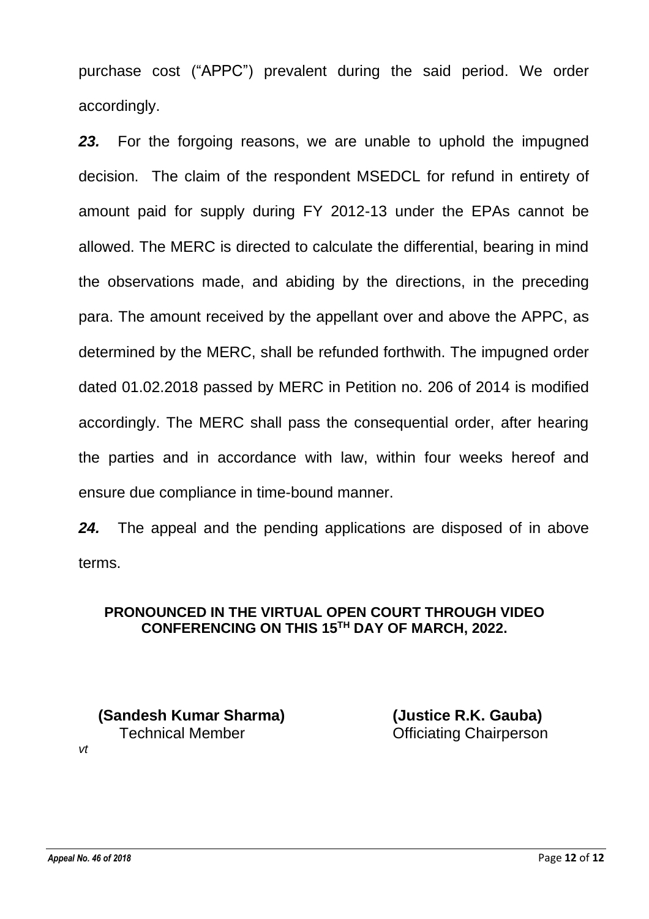purchase cost ("APPC") prevalent during the said period. We order accordingly.

***23.*** For the forgoing reasons, we are unable to uphold the impugned decision. The claim of the respondent MSEDCL for refund in entirety of amount paid for supply during FY 2012-13 under the EPAs cannot be allowed. The MERC is directed to calculate the differential, bearing in mind the observations made, and abiding by the directions, in the preceding para. The amount received by the appellant over and above the APPC, as determined by the MERC, shall be refunded forthwith. The impugned order dated 01.02.2018 passed by MERC in Petition no. 206 of 2014 is modified accordingly. The MERC shall pass the consequential order, after hearing the parties and in accordance with law, within four weeks hereof and ensure due compliance in time-bound manner.

***24.*** The appeal and the pending applications are disposed of in above terms.

**PRONOUNCED IN THE VIRTUAL OPEN COURT THROUGH VIDEO CONFERENCING ON THIS 15TH DAY OF MARCH, 2022.**

**(Sandesh Kumar Sharma)**
Technical Member

**(Justice R.K. Gauba)**
Officiating Chairperson

*vt*